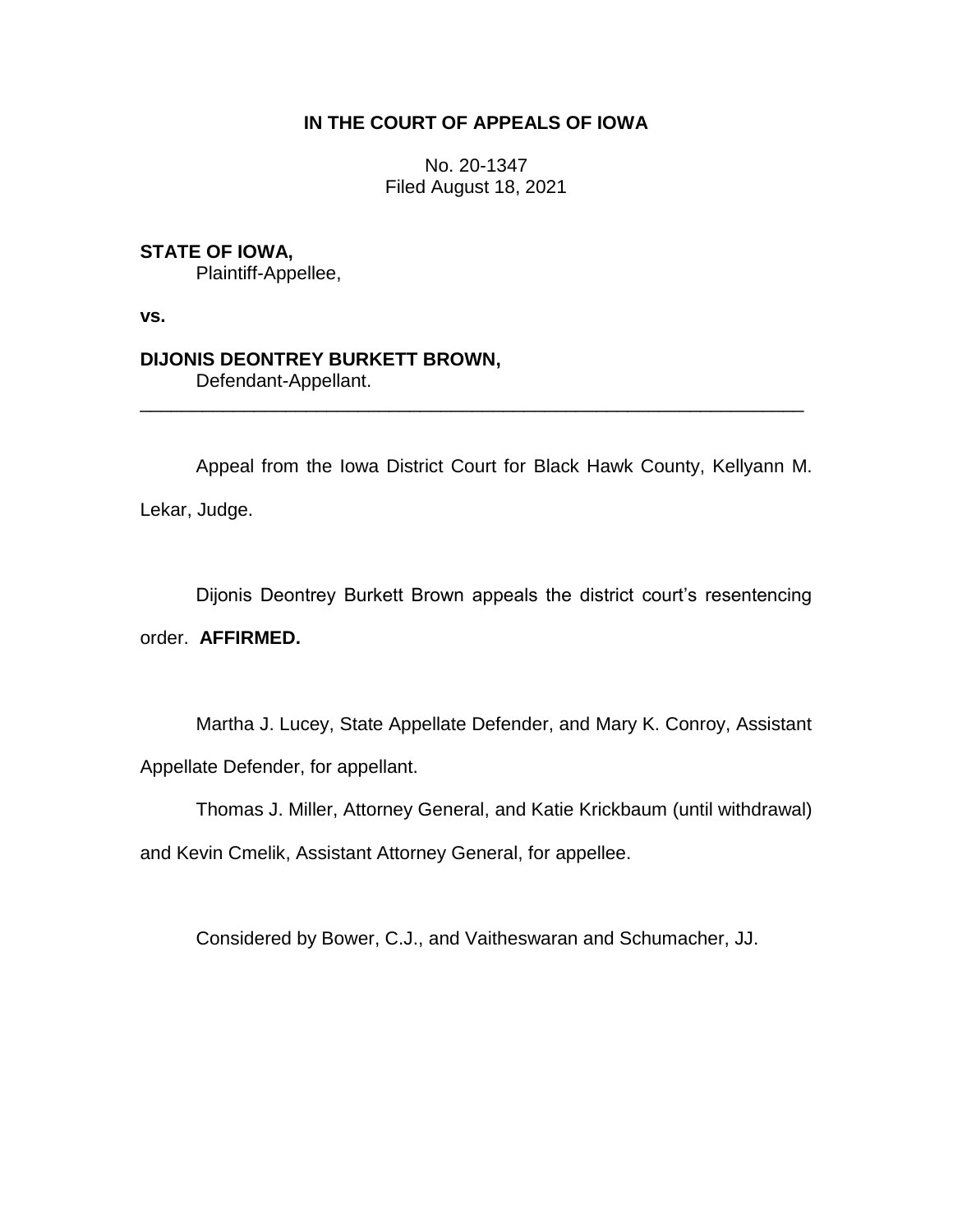**IN THE COURT OF APPEALS OF IOWA**

No. 20-1347
Filed August 18, 2021

**STATE OF IOWA,**
Plaintiff-Appellee,

**vs.**

**DIJONIS DEONTREY BURKETT BROWN,**
Defendant-Appellant.

---

Appeal from the Iowa District Court for Black Hawk County, Kellyann M. Lekar, Judge.

Dijonis Deontrey Burkett Brown appeals the district court's resentencing order. **AFFIRMED.**

Martha J. Lucey, State Appellate Defender, and Mary K. Conroy, Assistant Appellate Defender, for appellant.

Thomas J. Miller, Attorney General, and Katie Krickbaum (until withdrawal) and Kevin Cmelik, Assistant Attorney General, for appellee.

Considered by Bower, C.J., and Vaitheswaran and Schumacher, JJ.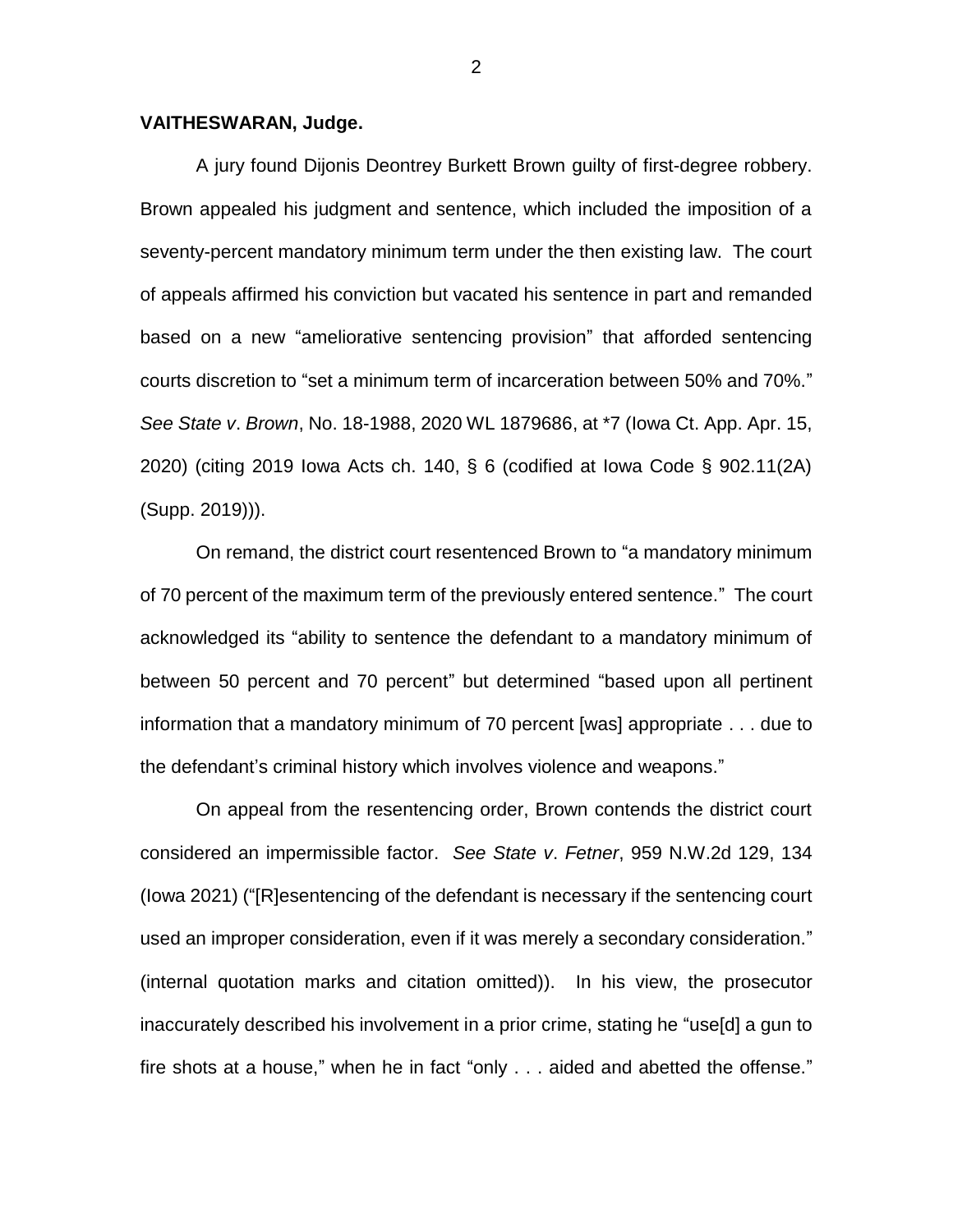**VAITHESWARAN, Judge.**

A jury found Dijonis Deontrey Burkett Brown guilty of first-degree robbery. Brown appealed his judgment and sentence, which included the imposition of a seventy-percent mandatory minimum term under the then existing law. The court of appeals affirmed his conviction but vacated his sentence in part and remanded based on a new "ameliorative sentencing provision" that afforded sentencing courts discretion to "set a minimum term of incarceration between 50% and 70%." *See State v. Brown*, No. 18-1988, 2020 WL 1879686, at *7 (Iowa Ct. App. Apr. 15, 2020) (citing 2019 Iowa Acts ch. 140, § 6 (codified at Iowa Code § 902.11(2A) (Supp. 2019))).

On remand, the district court resentenced Brown to "a mandatory minimum of 70 percent of the maximum term of the previously entered sentence." The court acknowledged its "ability to sentence the defendant to a mandatory minimum of between 50 percent and 70 percent" but determined "based upon all pertinent information that a mandatory minimum of 70 percent [was] appropriate . . . due to the defendant's criminal history which involves violence and weapons."

On appeal from the resentencing order, Brown contends the district court considered an impermissible factor. *See State v. Fetner*, 959 N.W.2d 129, 134 (Iowa 2021) ("[R]esentencing of the defendant is necessary if the sentencing court used an improper consideration, even if it was merely a secondary consideration." (internal quotation marks and citation omitted)). In his view, the prosecutor inaccurately described his involvement in a prior crime, stating he "use[d] a gun to fire shots at a house," when he in fact "only . . . aided and abetted the offense."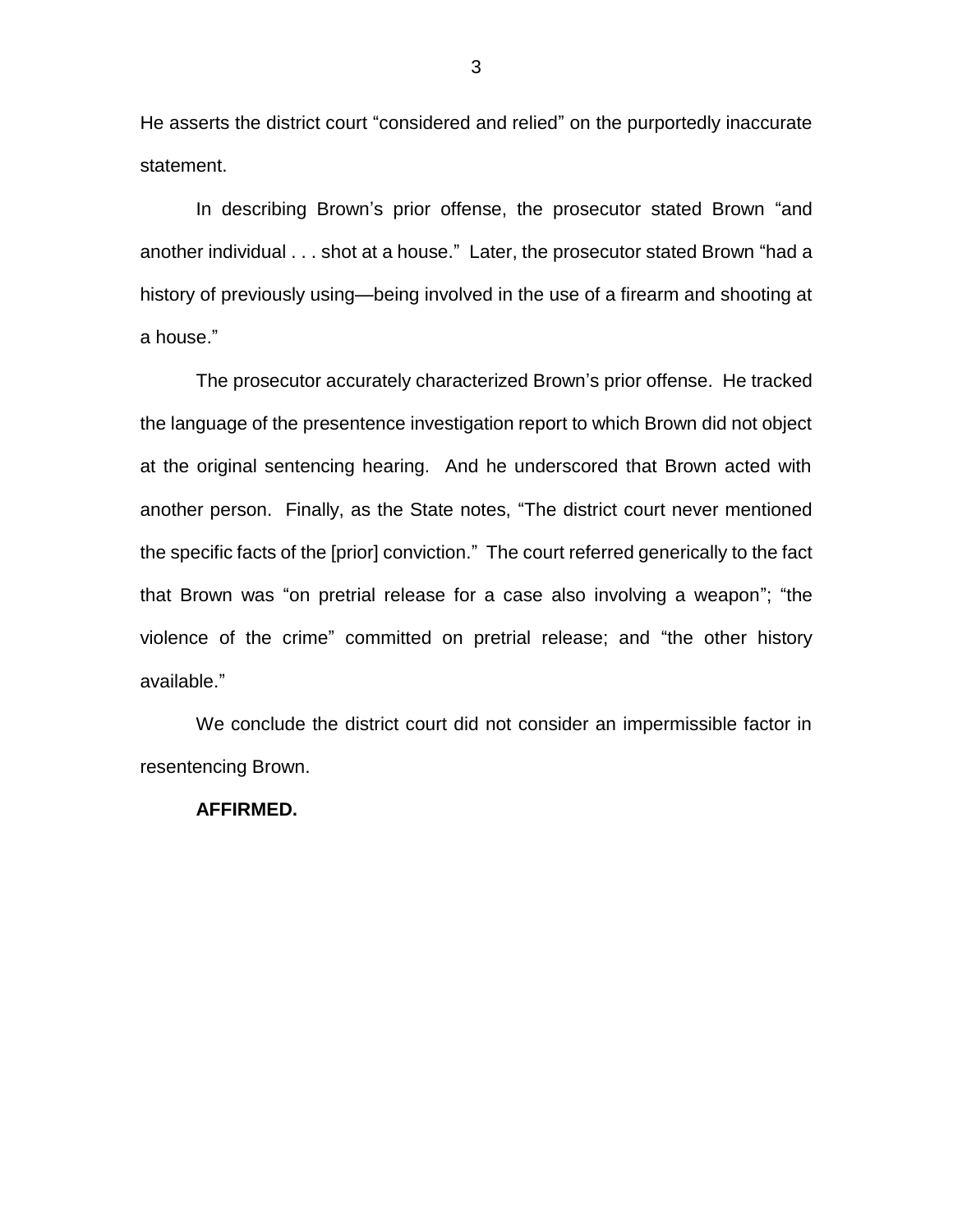He asserts the district court "considered and relied" on the purportedly inaccurate statement.

In describing Brown's prior offense, the prosecutor stated Brown "and another individual . . . shot at a house." Later, the prosecutor stated Brown "had a history of previously using—being involved in the use of a firearm and shooting at a house."

The prosecutor accurately characterized Brown's prior offense. He tracked the language of the presentence investigation report to which Brown did not object at the original sentencing hearing. And he underscored that Brown acted with another person. Finally, as the State notes, "The district court never mentioned the specific facts of the [prior] conviction." The court referred generically to the fact that Brown was "on pretrial release for a case also involving a weapon"; "the violence of the crime" committed on pretrial release; and "the other history available."

We conclude the district court did not consider an impermissible factor in resentencing Brown.

**AFFIRMED.**